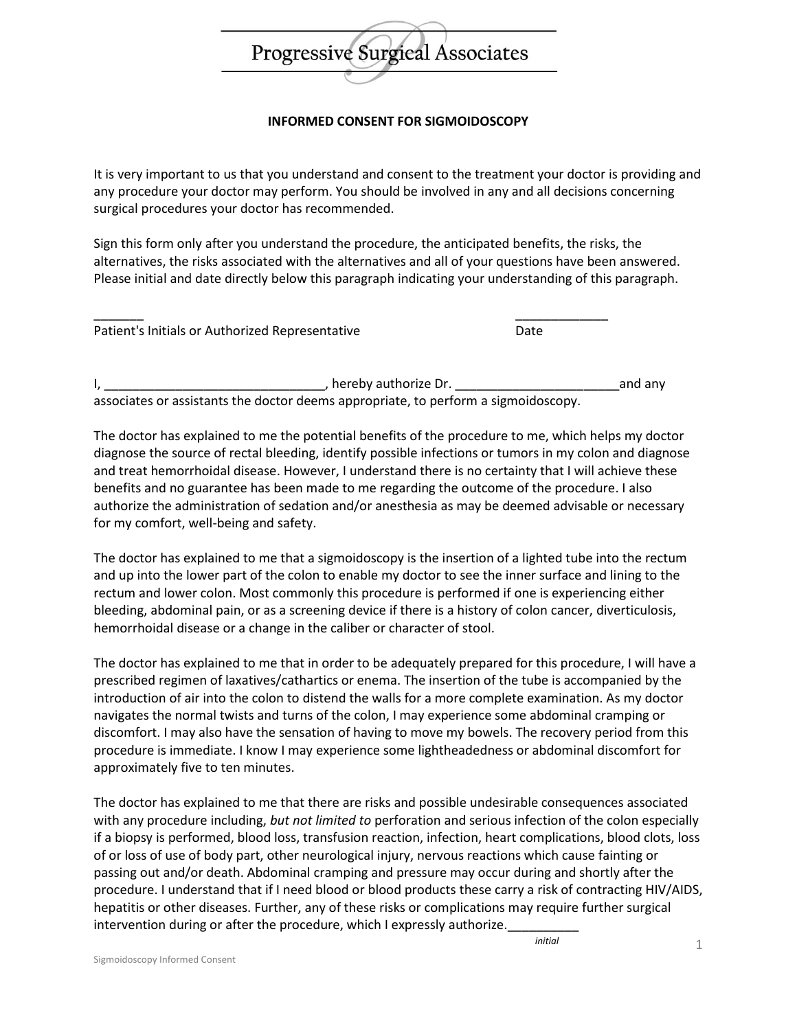# Progressive Surgical Associates

## INFORMED CONSENT FOR SIGMOIDOSCOPY

It is very important to us that you understand and consent to the treatment your doctor is providing and any procedure your doctor may perform. You should be involved in any and all decisions concerning surgical procedures your doctor has recommended.

Sign this form only after you understand the procedure, the anticipated benefits, the risks, the alternatives, the risks associated with the alternatives and all of your questions have been answered. Please initial and date directly below this paragraph indicating your understanding of this paragraph.

_______ &nbsp;&nbsp;&nbsp;&nbsp;&nbsp;&nbsp;&nbsp;&nbsp;&nbsp;&nbsp;&nbsp;&nbsp;&nbsp;&nbsp;&nbsp;&nbsp;&nbsp;&nbsp;&nbsp;&nbsp;&nbsp;&nbsp;&nbsp;&nbsp;&nbsp;&nbsp;&nbsp;&nbsp;&nbsp;&nbsp; _____________
Patient's Initials or Authorized Representative &nbsp;&nbsp;&nbsp;&nbsp;&nbsp;&nbsp;&nbsp;&nbsp;&nbsp;&nbsp; Date

I, _______________________________, hereby authorize Dr. _______________________and any associates or assistants the doctor deems appropriate, to perform a sigmoidoscopy.

The doctor has explained to me the potential benefits of the procedure to me, which helps my doctor diagnose the source of rectal bleeding, identify possible infections or tumors in my colon and diagnose and treat hemorrhoidal disease. However, I understand there is no certainty that I will achieve these benefits and no guarantee has been made to me regarding the outcome of the procedure. I also authorize the administration of sedation and/or anesthesia as may be deemed advisable or necessary for my comfort, well-being and safety.

The doctor has explained to me that a sigmoidoscopy is the insertion of a lighted tube into the rectum and up into the lower part of the colon to enable my doctor to see the inner surface and lining to the rectum and lower colon. Most commonly this procedure is performed if one is experiencing either bleeding, abdominal pain, or as a screening device if there is a history of colon cancer, diverticulosis, hemorrhoidal disease or a change in the caliber or character of stool.

The doctor has explained to me that in order to be adequately prepared for this procedure, I will have a prescribed regimen of laxatives/cathartics or enema. The insertion of the tube is accompanied by the introduction of air into the colon to distend the walls for a more complete examination. As my doctor navigates the normal twists and turns of the colon, I may experience some abdominal cramping or discomfort. I may also have the sensation of having to move my bowels. The recovery period from this procedure is immediate. I know I may experience some lightheadedness or abdominal discomfort for approximately five to ten minutes.

The doctor has explained to me that there are risks and possible undesirable consequences associated with any procedure including, *but not limited to* perforation and serious infection of the colon especially if a biopsy is performed, blood loss, transfusion reaction, infection, heart complications, blood clots, loss of or loss of use of body part, other neurological injury, nervous reactions which cause fainting or passing out and/or death. Abdominal cramping and pressure may occur during and shortly after the procedure. I understand that if I need blood or blood products these carry a risk of contracting HIV/AIDS, hepatitis or other diseases. Further, any of these risks or complications may require further surgical intervention during or after the procedure, which I expressly authorize.__________
*initial*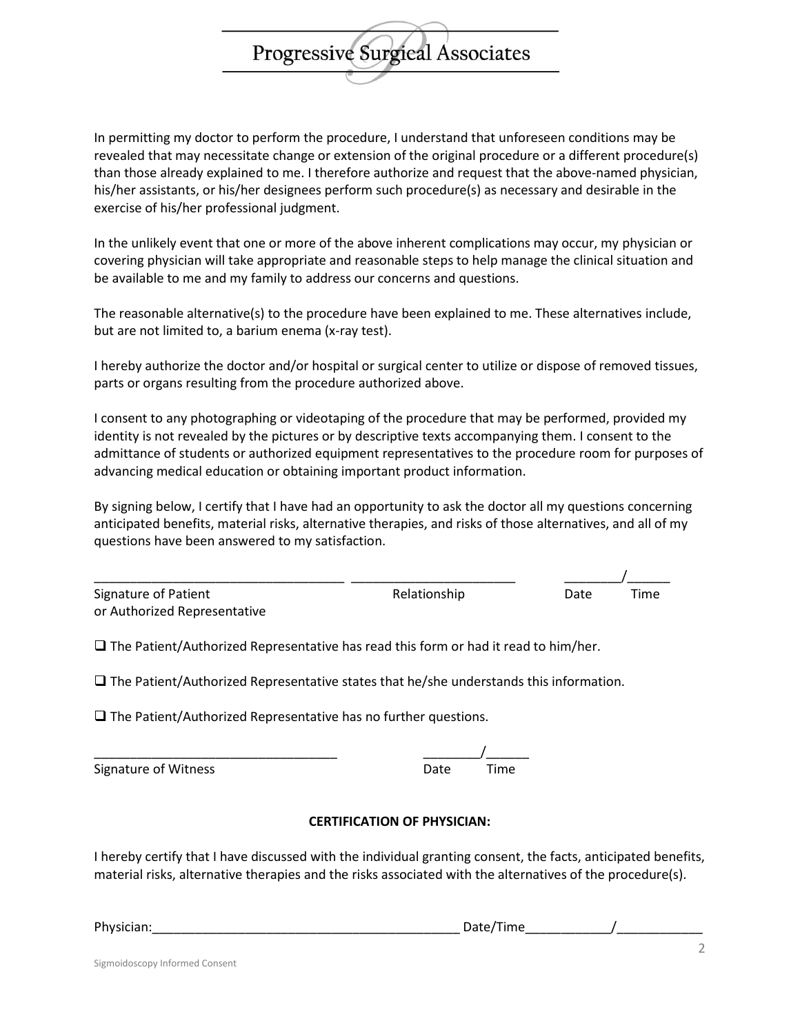In permitting my doctor to perform the procedure, I understand that unforeseen conditions may be revealed that may necessitate change or extension of the original procedure or a different procedure(s) than those already explained to me. I therefore authorize and request that the above-named physician, his/her assistants, or his/her designees perform such procedure(s) as necessary and desirable in the exercise of his/her professional judgment.

In the unlikely event that one or more of the above inherent complications may occur, my physician or covering physician will take appropriate and reasonable steps to help manage the clinical situation and be available to me and my family to address our concerns and questions.

The reasonable alternative(s) to the procedure have been explained to me. These alternatives include, but are not limited to, a barium enema (x-ray test).

I hereby authorize the doctor and/or hospital or surgical center to utilize or dispose of removed tissues, parts or organs resulting from the procedure authorized above.

I consent to any photographing or videotaping of the procedure that may be performed, provided my identity is not revealed by the pictures or by descriptive texts accompanying them. I consent to the admittance of students or authorized equipment representatives to the procedure room for purposes of advancing medical education or obtaining important product information.

By signing below, I certify that I have had an opportunity to ask the doctor all my questions concerning anticipated benefits, material risks, alternative therapies, and risks of those alternatives, and all of my questions have been answered to my satisfaction.

___________________________________ ______________________ ________/______

Signature of Patient or Authorized Representative — Relationship — Date / Time

☐ The Patient/Authorized Representative has read this form or had it read to him/her.

☐ The Patient/Authorized Representative states that he/she understands this information.

☐ The Patient/Authorized Representative has no further questions.

__________________________________ ________/______

Signature of Witness — Date / Time

**CERTIFICATION OF PHYSICIAN:**

I hereby certify that I have discussed with the individual granting consent, the facts, anticipated benefits, material risks, alternative therapies and the risks associated with the alternatives of the procedure(s).

Physician:___________________________________________ Date/Time____________/____________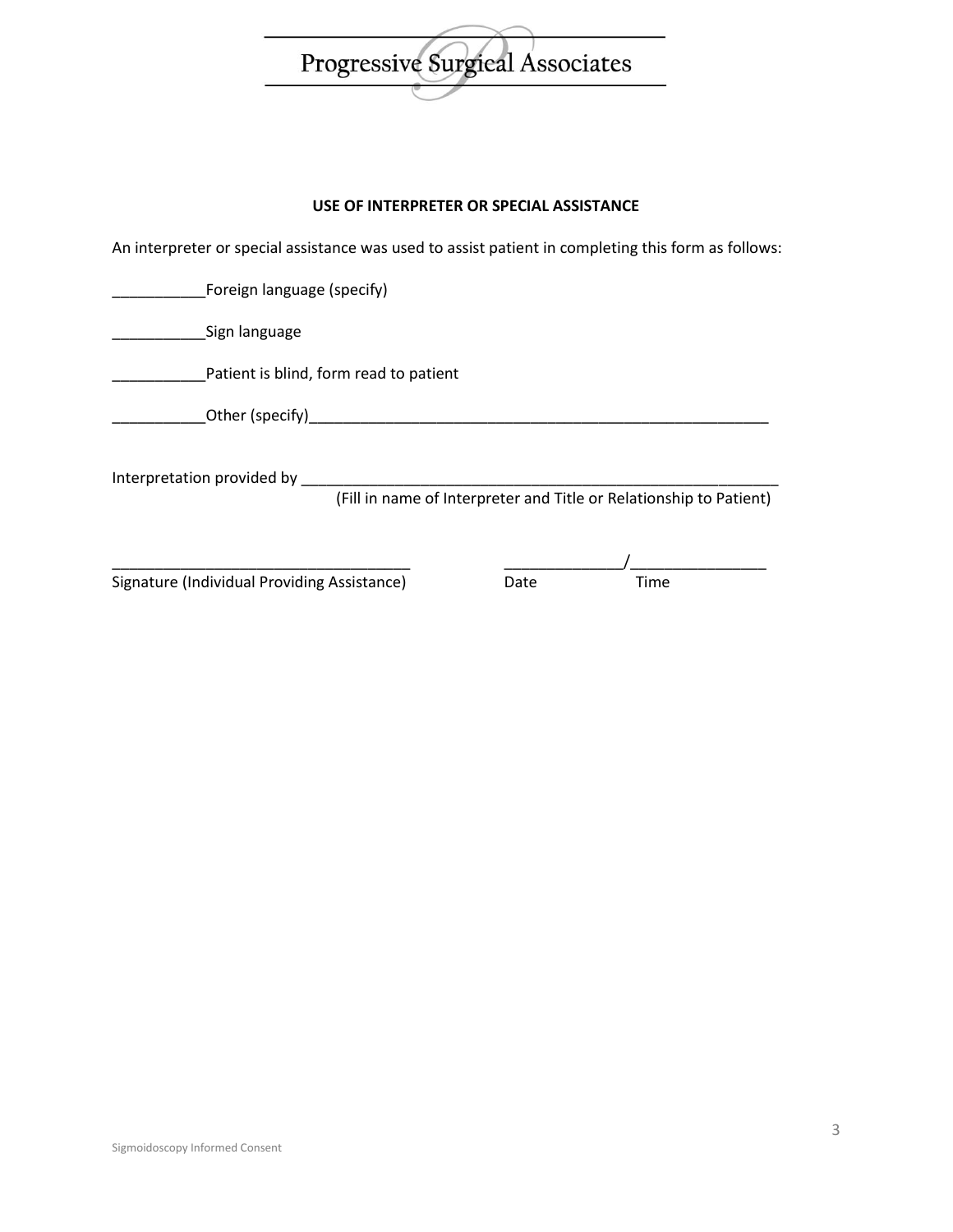## USE OF INTERPRETER OR SPECIAL ASSISTANCE

An interpreter or special assistance was used to assist patient in completing this form as follows:

___________Foreign language (specify)

___________Sign language

___________Patient is blind, form read to patient

___________Other (specify)_________________________________________________________

Interpretation provided by ___________________________________________________________

(Fill in name of Interpreter and Title or Relationship to Patient)

___________________________________ ______________/________________

Signature (Individual Providing Assistance) Date Time